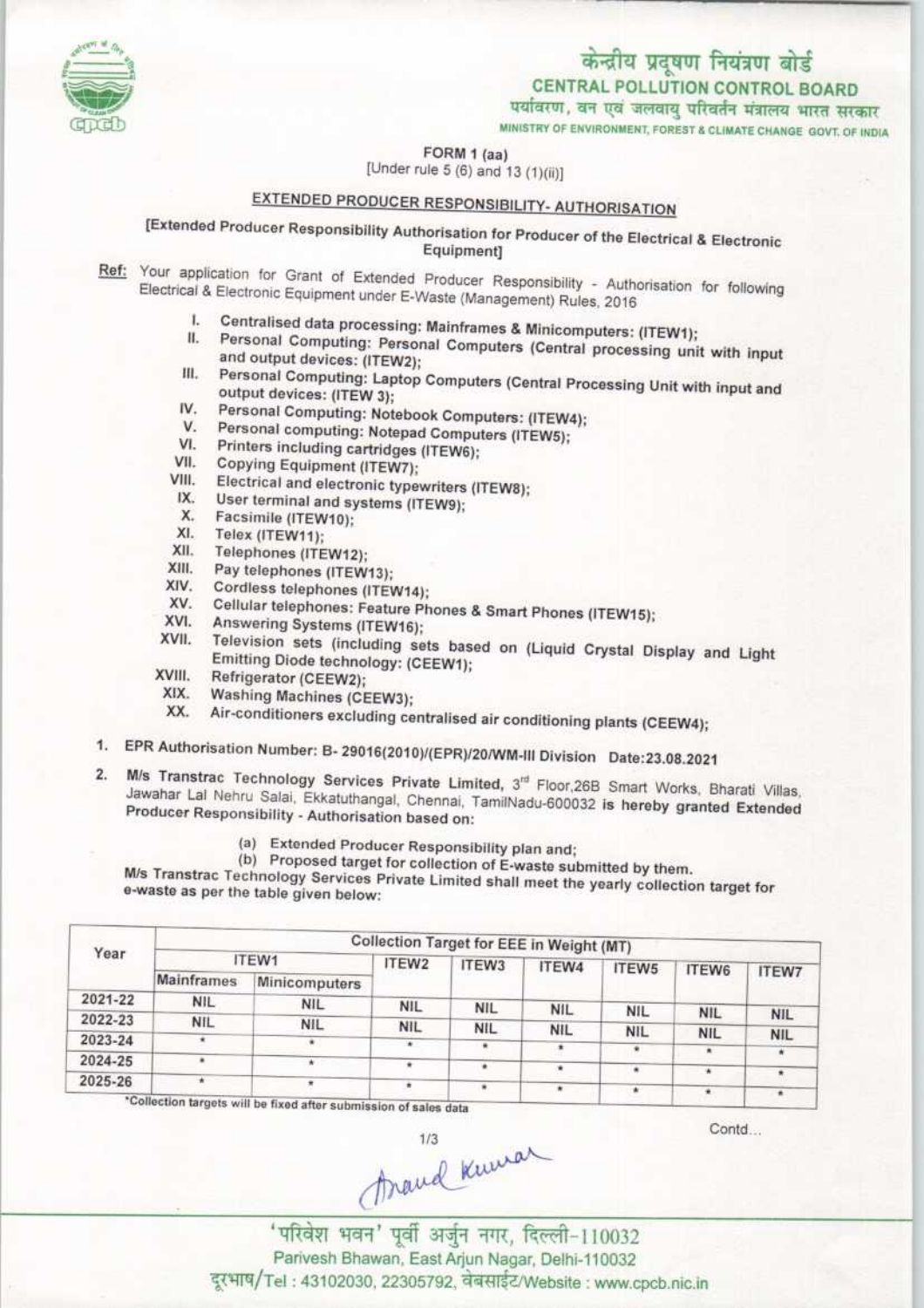# केन्द्रीय प्रदूषण नियंत्रण बोर्ड
## CENTRAL POLLUTION CONTROL BOARD
पर्यावरण, वन एवं जलवायु परिवर्तन मंत्रालय भारत सरकार
MINISTRY OF ENVIRONMENT, FOREST & CLIMATE CHANGE GOVT. OF INDIA

FORM 1 (aa)
[Under rule 5 (6) and 13 (1)(ii)]

## EXTENDED PRODUCER RESPONSIBILITY- AUTHORISATION

**[Extended Producer Responsibility Authorisation for Producer of the Electrical & Electronic Equipment]**

**Ref:** Your application for Grant of Extended Producer Responsibility - Authorisation for following Electrical & Electronic Equipment under E-Waste (Management) Rules, 2016

I. Centralised data processing: Mainframes & Minicomputers: (ITEW1);
II. Personal Computing: Personal Computers (Central processing unit with input and output devices: (ITEW2);
III. Personal Computing: Laptop Computers (Central Processing Unit with input and output devices: (ITEW 3);
IV. Personal Computing: Notebook Computers: (ITEW4);
V. Personal computing: Notepad Computers (ITEW5);
VI. Printers including cartridges (ITEW6);
VII. Copying Equipment (ITEW7);
VIII. Electrical and electronic typewriters (ITEW8);
IX. User terminal and systems (ITEW9);
X. Facsimile (ITEW10);
XI. Telex (ITEW11);
XII. Telephones (ITEW12);
XIII. Pay telephones (ITEW13);
XIV. Cordless telephones (ITEW14);
XV. Cellular telephones: Feature Phones & Smart Phones (ITEW15);
XVI. Answering Systems (ITEW16);
XVII. Television sets (including sets based on (Liquid Crystal Display and Light Emitting Diode technology: (CEEW1);
XVIII. Refrigerator (CEEW2);
XIX. Washing Machines (CEEW3);
XX. Air-conditioners excluding centralised air conditioning plants (CEEW4);

1. EPR Authorisation Number: B- 29016(2010)/(EPR)/20/WM-III Division Date:23.08.2021

2. M/s Transtrac Technology Services Private Limited, 3rd Floor,26B Smart Works, Bharati Villas, Jawahar Lal Nehru Salai, Ekkatuthangal, Chennai, TamilNadu-600032 is hereby granted Extended Producer Responsibility - Authorisation based on:

   (a) Extended Producer Responsibility plan and;
   (b) Proposed target for collection of E-waste submitted by them.

M/s Transtrac Technology Services Private Limited shall meet the yearly collection target for e-waste as per the table given below:

| Year | Collection Target for EEE in Weight (MT) | | | | | | | |
|---|---|---|---|---|---|---|---|---|
| | ITEW1 | | ITEW2 | ITEW3 | ITEW4 | ITEW5 | ITEW6 | ITEW7 |
| | Mainframes | Minicomputers | | | | | | |
| 2021-22 | NIL | NIL | NIL | NIL | NIL | NIL | NIL | NIL |
| 2022-23 | NIL | NIL | NIL | NIL | NIL | NIL | NIL | NIL |
| 2023-24 | * | * | * | * | * | * | * | * |
| 2024-25 | * | * | * | * | * | * | * | * |
| 2025-26 | * | * | * | * | * | * | * | * |

*Collection targets will be fixed after submission of sales data

Contd...

Anand Kumar

'परिवेश भवन' पूर्वी अर्जुन नगर, दिल्ली-110032
Parivesh Bhawan, East Arjun Nagar, Delhi-110032
दूरभाष/Tel : 43102030, 22305792, वेबसाईट/Website : www.cpcb.nic.in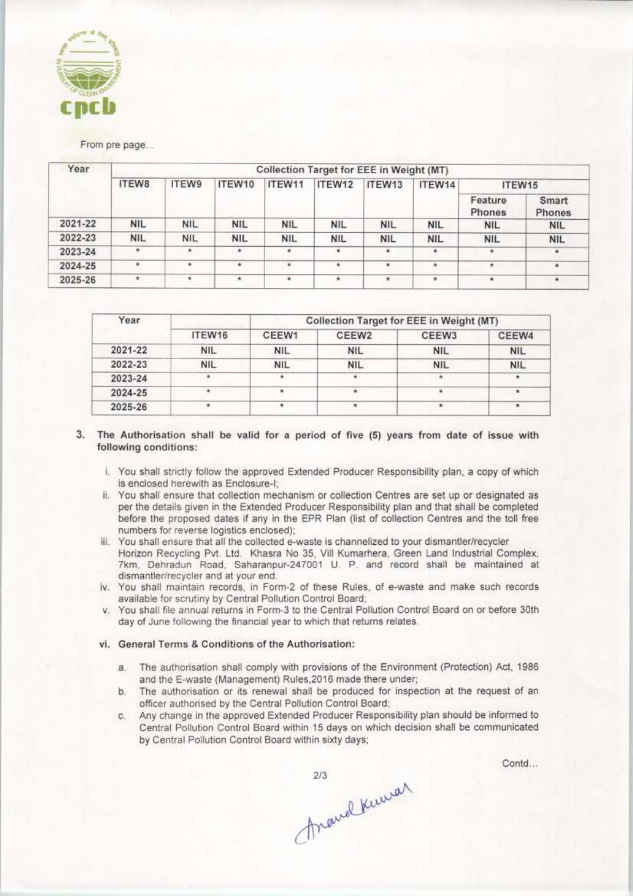From pre page...

| Year | Collection Target for EEE in Weight (MT) | | | | | | | | |
|---|---|---|---|---|---|---|---|---|---|
| | ITEW8 | ITEW9 | ITEW10 | ITEW11 | ITEW12 | ITEW13 | ITEW14 | ITEW15 | |
| | | | | | | | | Feature Phones | Smart Phones |
| 2021-22 | NIL | NIL | NIL | NIL | NIL | NIL | NIL | NIL | NIL |
| 2022-23 | NIL | NIL | NIL | NIL | NIL | NIL | NIL | NIL | NIL |
| 2023-24 | * | * | * | * | * | * | * | * | * |
| 2024-25 | * | * | * | * | * | * | * | * | * |
| 2025-26 | * | * | * | * | * | * | * | * | * |

| Year | | Collection Target for EEE in Weight (MT) | | | |
|---|---|---|---|---|---|
| | ITEW16 | CEEW1 | CEEW2 | CEEW3 | CEEW4 |
| 2021-22 | NIL | NIL | NIL | NIL | NIL |
| 2022-23 | NIL | NIL | NIL | NIL | NIL |
| 2023-24 | * | * | * | * | * |
| 2024-25 | * | * | * | * | * |
| 2025-26 | * | * | * | * | * |

3. **The Authorisation shall be valid for a period of five (5) years from date of issue with following conditions:**

   i. You shall strictly follow the approved Extended Producer Responsibility plan, a copy of which is enclosed herewith as Enclosure-I;

   ii. You shall ensure that collection mechanism or collection Centres are set up or designated as per the details given in the Extended Producer Responsibility plan and that shall be completed before the proposed dates if any in the EPR Plan (list of collection Centres and the toll free numbers for reverse logistics enclosed);

   iii. You shall ensure that all the collected e-waste is channelized to your dismantler/recycler Horizon Recycling Pvt. Ltd. Khasra No 35, Vill Kumarhera, Green Land Industrial Complex, 7km, Dehradun Road, Saharanpur-247001 U. P. and record shall be maintained at dismantler/recycler and at your end.

   iv. You shall maintain records, in Form-2 of these Rules, of e-waste and make such records available for scrutiny by Central Pollution Control Board;

   v. You shall file annual returns in Form-3 to the Central Pollution Control Board on or before 30th day of June following the financial year to which that returns relates.

   **vi. General Terms & Conditions of the Authorisation:**

   a. The authorisation shall comply with provisions of the Environment (Protection) Act, 1986 and the E-waste (Management) Rules,2016 made there under;

   b. The authorisation or its renewal shall be produced for inspection at the request of an officer authorised by the Central Pollution Control Board;

   c. Any change in the approved Extended Producer Responsibility plan should be informed to Central Pollution Control Board within 15 days on which decision shall be communicated by Central Pollution Control Board within sixty days;

Contd...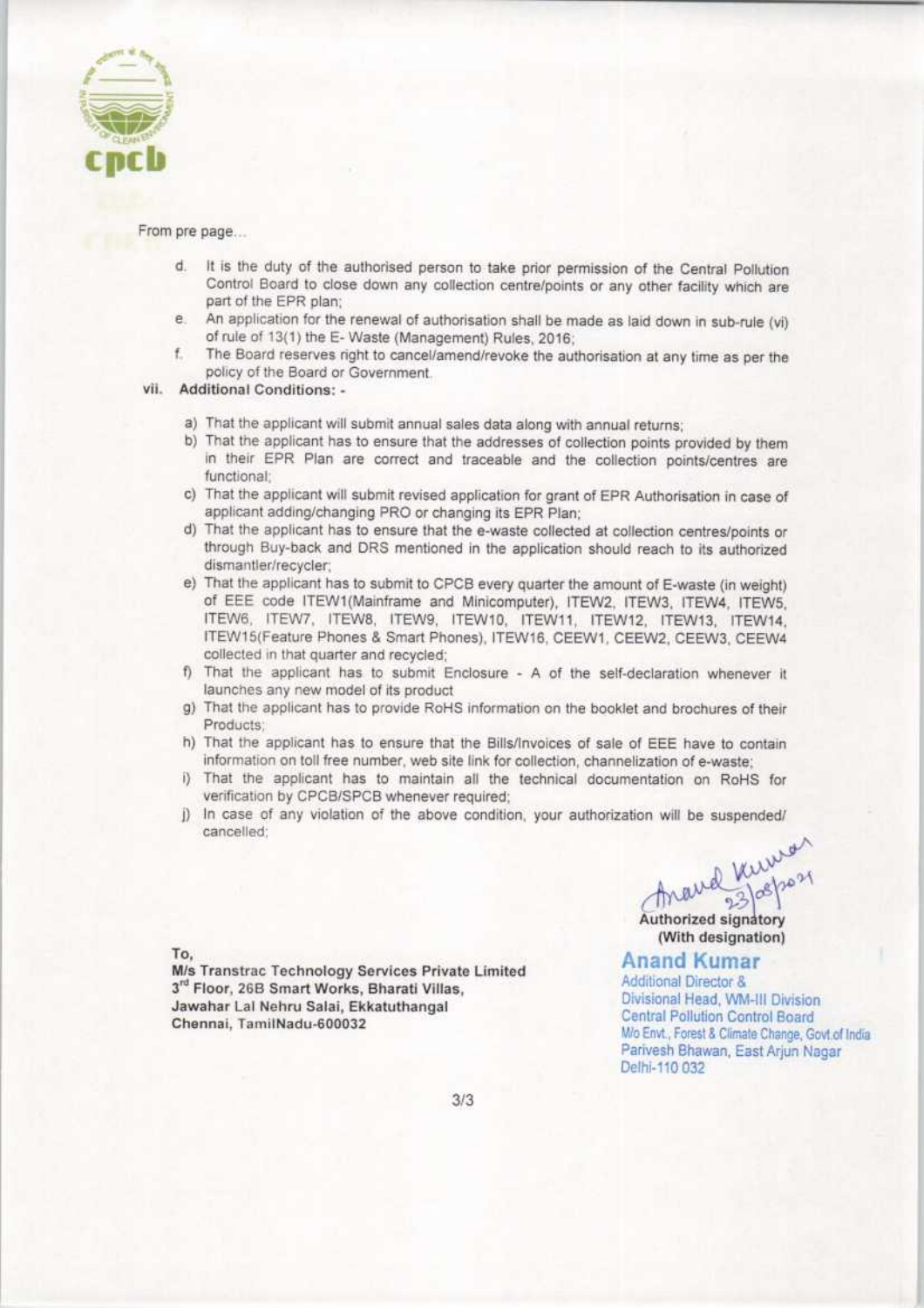From pre page...

d. It is the duty of the authorised person to take prior permission of the Central Pollution Control Board to close down any collection centre/points or any other facility which are part of the EPR plan;

e. An application for the renewal of authorisation shall be made as laid down in sub-rule (vi) of rule of 13(1) the E- Waste (Management) Rules, 2016;

f. The Board reserves right to cancel/amend/revoke the authorisation at any time as per the policy of the Board or Government.

vii. **Additional Conditions: -**

a) That the applicant will submit annual sales data along with annual returns;

b) That the applicant has to ensure that the addresses of collection points provided by them in their EPR Plan are correct and traceable and the collection points/centres are functional;

c) That the applicant will submit revised application for grant of EPR Authorisation in case of applicant adding/changing PRO or changing its EPR Plan;

d) That the applicant has to ensure that the e-waste collected at collection centres/points or through Buy-back and DRS mentioned in the application should reach to its authorized dismantler/recycler;

e) That the applicant has to submit to CPCB every quarter the amount of E-waste (in weight) of EEE code ITEW1(Mainframe and Minicomputer), ITEW2, ITEW3, ITEW4, ITEW5, ITEW6, ITEW7, ITEW8, ITEW9, ITEW10, ITEW11, ITEW12, ITEW13, ITEW14, ITEW15(Feature Phones & Smart Phones), ITEW16, CEEW1, CEEW2, CEEW3, CEEW4 collected in that quarter and recycled;

f) That the applicant has to submit Enclosure - A of the self-declaration whenever it launches any new model of its product

g) That the applicant has to provide RoHS information on the booklet and brochures of their Products;

h) That the applicant has to ensure that the Bills/Invoices of sale of EEE have to contain information on toll free number, web site link for collection, channelization of e-waste;

i) That the applicant has to maintain all the technical documentation on RoHS for verification by CPCB/SPCB whenever required;

j) In case of any violation of the above condition, your authorization will be suspended/ cancelled;

Anand Kumar 23/08/2021

Authorized signatory
(With designation)

**Anand Kumar**
Additional Director &
Divisional Head, WM-III Division
Central Pollution Control Board
M/o Envt., Forest & Climate Change, Govt.of India
Parivesh Bhawan, East Arjun Nagar
Delhi-110 032

To,
**M/s Transtrac Technology Services Private Limited**
**3rd Floor, 26B Smart Works, Bharati Villas,**
**Jawahar Lal Nehru Salai, Ekkatuthangal**
**Chennai, TamilNadu-600032**